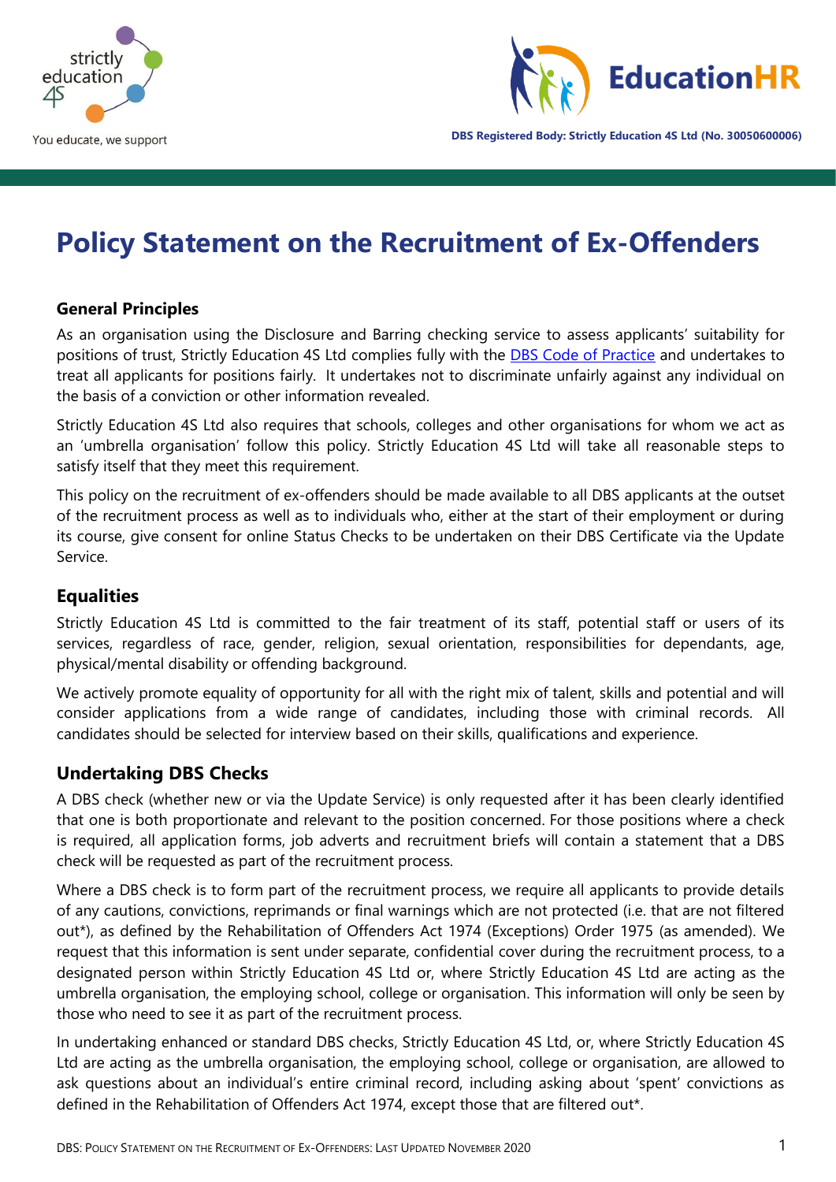strictly education 4S

You educate, we support

EducationHR

DBS Registered Body: Strictly Education 4S Ltd (No. 30050600006)

# Policy Statement on the Recruitment of Ex-Offenders

### General Principles

As an organisation using the Disclosure and Barring checking service to assess applicants' suitability for positions of trust, Strictly Education 4S Ltd complies fully with the [DBS Code of Practice] and undertakes to treat all applicants for positions fairly. It undertakes not to discriminate unfairly against any individual on the basis of a conviction or other information revealed.

Strictly Education 4S Ltd also requires that schools, colleges and other organisations for whom we act as an 'umbrella organisation' follow this policy. Strictly Education 4S Ltd will take all reasonable steps to satisfy itself that they meet this requirement.

This policy on the recruitment of ex-offenders should be made available to all DBS applicants at the outset of the recruitment process as well as to individuals who, either at the start of their employment or during its course, give consent for online Status Checks to be undertaken on their DBS Certificate via the Update Service.

## Equalities

Strictly Education 4S Ltd is committed to the fair treatment of its staff, potential staff or users of its services, regardless of race, gender, religion, sexual orientation, responsibilities for dependants, age, physical/mental disability or offending background.

We actively promote equality of opportunity for all with the right mix of talent, skills and potential and will consider applications from a wide range of candidates, including those with criminal records. All candidates should be selected for interview based on their skills, qualifications and experience.

## Undertaking DBS Checks

A DBS check (whether new or via the Update Service) is only requested after it has been clearly identified that one is both proportionate and relevant to the position concerned. For those positions where a check is required, all application forms, job adverts and recruitment briefs will contain a statement that a DBS check will be requested as part of the recruitment process.

Where a DBS check is to form part of the recruitment process, we require all applicants to provide details of any cautions, convictions, reprimands or final warnings which are not protected (i.e. that are not filtered out*), as defined by the Rehabilitation of Offenders Act 1974 (Exceptions) Order 1975 (as amended). We request that this information is sent under separate, confidential cover during the recruitment process, to a designated person within Strictly Education 4S Ltd or, where Strictly Education 4S Ltd are acting as the umbrella organisation, the employing school, college or organisation. This information will only be seen by those who need to see it as part of the recruitment process.

In undertaking enhanced or standard DBS checks, Strictly Education 4S Ltd, or, where Strictly Education 4S Ltd are acting as the umbrella organisation, the employing school, college or organisation, are allowed to ask questions about an individual's entire criminal record, including asking about 'spent' convictions as defined in the Rehabilitation of Offenders Act 1974, except those that are filtered out*.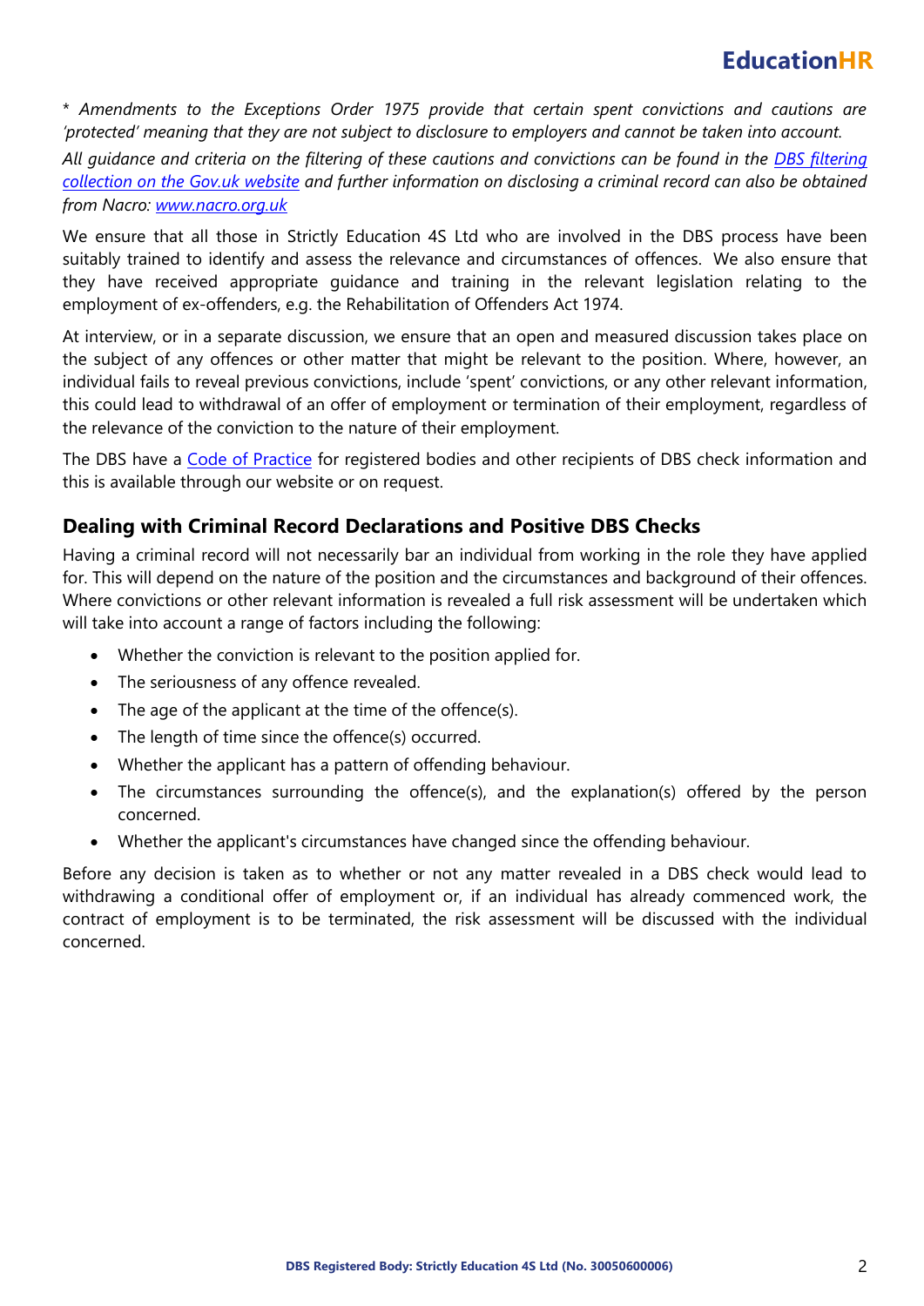*\* Amendments to the Exceptions Order 1975 provide that certain spent convictions and cautions are 'protected' meaning that they are not subject to disclosure to employers and cannot be taken into account.*

*All guidance and criteria on the filtering of these cautions and convictions can be found in the [DBS filtering collection on the Gov.uk website]() and further information on disclosing a criminal record can also be obtained from Nacro: [www.nacro.org.uk]()*

We ensure that all those in Strictly Education 4S Ltd who are involved in the DBS process have been suitably trained to identify and assess the relevance and circumstances of offences. We also ensure that they have received appropriate guidance and training in the relevant legislation relating to the employment of ex-offenders, e.g. the Rehabilitation of Offenders Act 1974.

At interview, or in a separate discussion, we ensure that an open and measured discussion takes place on the subject of any offences or other matter that might be relevant to the position. Where, however, an individual fails to reveal previous convictions, include 'spent' convictions, or any other relevant information, this could lead to withdrawal of an offer of employment or termination of their employment, regardless of the relevance of the conviction to the nature of their employment.

The DBS have a [Code of Practice]() for registered bodies and other recipients of DBS check information and this is available through our website or on request.

## Dealing with Criminal Record Declarations and Positive DBS Checks

Having a criminal record will not necessarily bar an individual from working in the role they have applied for. This will depend on the nature of the position and the circumstances and background of their offences. Where convictions or other relevant information is revealed a full risk assessment will be undertaken which will take into account a range of factors including the following:

- Whether the conviction is relevant to the position applied for.
- The seriousness of any offence revealed.
- The age of the applicant at the time of the offence(s).
- The length of time since the offence(s) occurred.
- Whether the applicant has a pattern of offending behaviour.
- The circumstances surrounding the offence(s), and the explanation(s) offered by the person concerned.
- Whether the applicant's circumstances have changed since the offending behaviour.

Before any decision is taken as to whether or not any matter revealed in a DBS check would lead to withdrawing a conditional offer of employment or, if an individual has already commenced work, the contract of employment is to be terminated, the risk assessment will be discussed with the individual concerned.